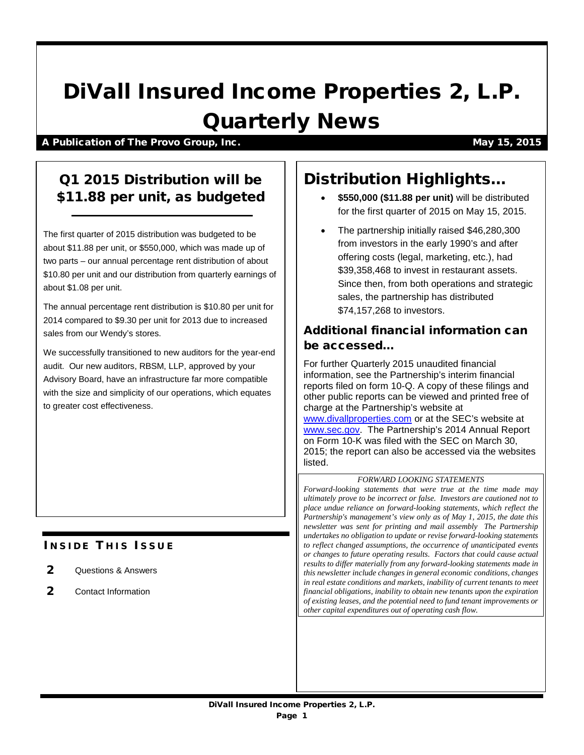# DiVall Insured Income Properties 2, L.P. Quarterly News

**A Publication of The Provo Group, Inc.** **May 15, 2015**

## Q1 2015 Distribution will be $11.88 per unit, as budgeted

The first quarter of 2015 distribution was budgeted to be about $11.88 per unit, or $550,000, which was made up of two parts – our annual percentage rent distribution of about $10.80 per unit and our distribution from quarterly earnings of about $1.08 per unit.

The annual percentage rent distribution is $10.80 per unit for 2014 compared to $9.30 per unit for 2013 due to increased sales from our Wendy's stores.

We successfully transitioned to new auditors for the year-end audit. Our new auditors, RBSM, LLP, approved by your Advisory Board, have an infrastructure far more compatible with the size and simplicity of our operations, which equates to greater cost effectiveness.

### INSIDE THIS ISSUE

**2** Questions & Answers

**2** Contact Information

## Distribution Highlights…

- **$550,000 ($11.88 per unit)** will be distributed for the first quarter of 2015 on May 15, 2015.
- The partnership initially raised $46,280,300 from investors in the early 1990's and after offering costs (legal, marketing, etc.), had $39,358,468 to invest in restaurant assets. Since then, from both operations and strategic sales, the partnership has distributed $74,157,268 to investors.

### Additional financial information can be accessed…

For further Quarterly 2015 unaudited financial information, see the Partnership's interim financial reports filed on form 10-Q. A copy of these filings and other public reports can be viewed and printed free of charge at the Partnership's website at www.divallproperties.com or at the SEC's website at www.sec.gov. The Partnership's 2014 Annual Report on Form 10-K was filed with the SEC on March 30, 2015; the report can also be accessed via the websites listed.

*FORWARD LOOKING STATEMENTS*

*Forward-looking statements that were true at the time made may ultimately prove to be incorrect or false. Investors are cautioned not to place undue reliance on forward-looking statements, which reflect the Partnership's management's view only as of May 1, 2015, the date this newsletter was sent for printing and mail assembly The Partnership undertakes no obligation to update or revise forward-looking statements to reflect changed assumptions, the occurrence of unanticipated events or changes to future operating results. Factors that could cause actual results to differ materially from any forward-looking statements made in this newsletter include changes in general economic conditions, changes in real estate conditions and markets, inability of current tenants to meet financial obligations, inability to obtain new tenants upon the expiration of existing leases, and the potential need to fund tenant improvements or other capital expenditures out of operating cash flow.*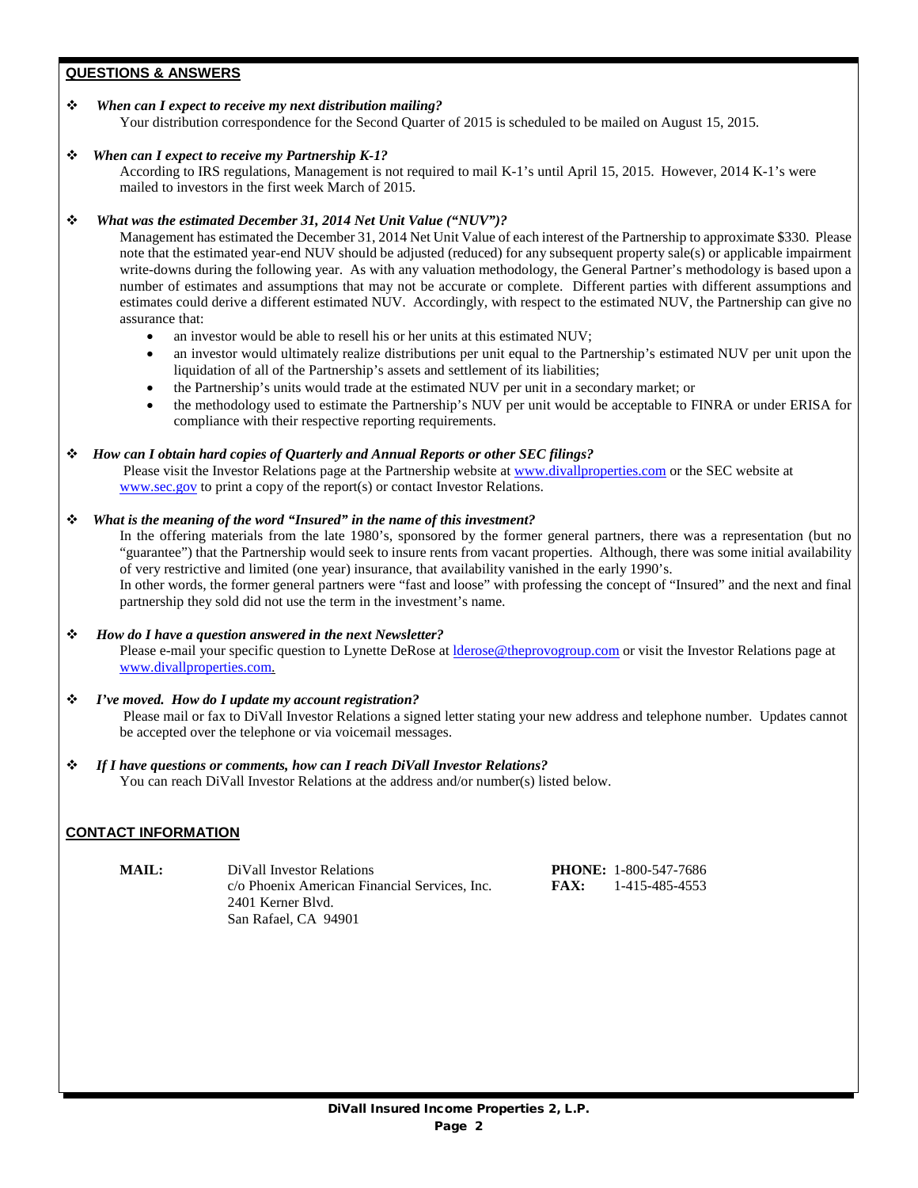## QUESTIONS & ANSWERS

- ***When can I expect to receive my next distribution mailing?***
  Your distribution correspondence for the Second Quarter of 2015 is scheduled to be mailed on August 15, 2015.

- ***When can I expect to receive my Partnership K-1?***
  According to IRS regulations, Management is not required to mail K-1's until April 15, 2015. However, 2014 K-1's were mailed to investors in the first week March of 2015.

- ***What was the estimated December 31, 2014 Net Unit Value ("NUV")?***
  Management has estimated the December 31, 2014 Net Unit Value of each interest of the Partnership to approximate $330. Please note that the estimated year-end NUV should be adjusted (reduced) for any subsequent property sale(s) or applicable impairment write-downs during the following year. As with any valuation methodology, the General Partner's methodology is based upon a number of estimates and assumptions that may not be accurate or complete. Different parties with different assumptions and estimates could derive a different estimated NUV. Accordingly, with respect to the estimated NUV, the Partnership can give no assurance that:
  - an investor would be able to resell his or her units at this estimated NUV;
  - an investor would ultimately realize distributions per unit equal to the Partnership's estimated NUV per unit upon the liquidation of all of the Partnership's assets and settlement of its liabilities;
  - the Partnership's units would trade at the estimated NUV per unit in a secondary market; or
  - the methodology used to estimate the Partnership's NUV per unit would be acceptable to FINRA or under ERISA for compliance with their respective reporting requirements.

- ***How can I obtain hard copies of Quarterly and Annual Reports or other SEC filings?***
  Please visit the Investor Relations page at the Partnership website at www.divallproperties.com or the SEC website at www.sec.gov to print a copy of the report(s) or contact Investor Relations.

- ***What is the meaning of the word "Insured" in the name of this investment?***
  In the offering materials from the late 1980's, sponsored by the former general partners, there was a representation (but no "guarantee") that the Partnership would seek to insure rents from vacant properties. Although, there was some initial availability of very restrictive and limited (one year) insurance, that availability vanished in the early 1990's.
  In other words, the former general partners were "fast and loose" with professing the concept of "Insured" and the next and final partnership they sold did not use the term in the investment's name.

- ***How do I have a question answered in the next Newsletter?***
  Please e-mail your specific question to Lynette DeRose at lderose@theprovogroup.com or visit the Investor Relations page at www.divallproperties.com.

- ***I've moved. How do I update my account registration?***
  Please mail or fax to DiVall Investor Relations a signed letter stating your new address and telephone number. Updates cannot be accepted over the telephone or via voicemail messages.

- ***If I have questions or comments, how can I reach DiVall Investor Relations?***
  You can reach DiVall Investor Relations at the address and/or number(s) listed below.

## CONTACT INFORMATION

**MAIL:**
DiVall Investor Relations
c/o Phoenix American Financial Services, Inc.
2401 Kerner Blvd.
San Rafael, CA 94901

**PHONE:** 1-800-547-7686
**FAX:** 1-415-485-4553